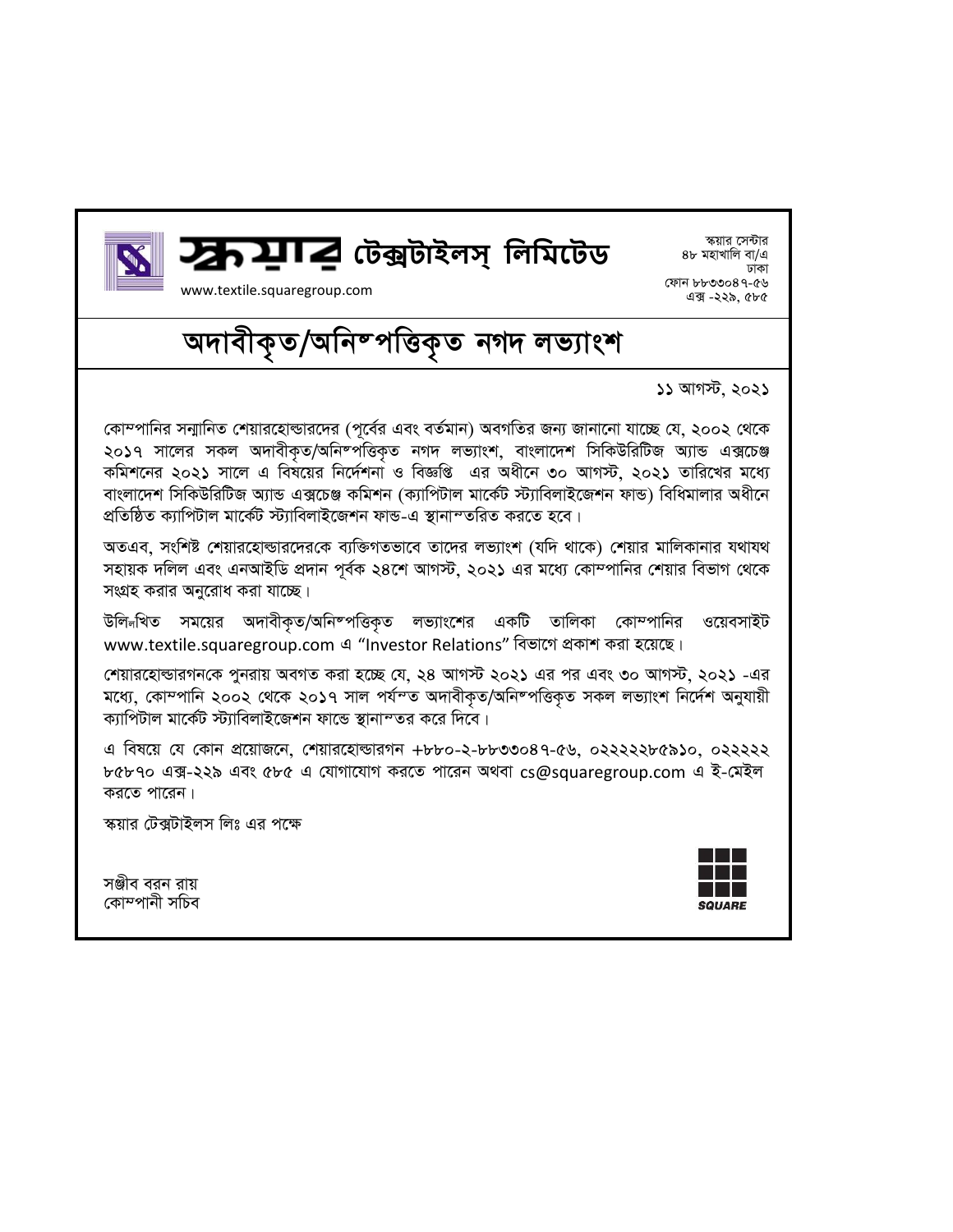**স্কয়ার টেক্সটাইলস্ লিমিটেড**

www.textile.squaregroup.com

স্কয়ার সেন্টার
৪৮ মহাখালি বা/এ
ঢাকা
ফোন ৮৮৩৩০৪৭-৫৬
এক্স -২২৯, ৫৮৫

# অদাবীকৃত/অনিষ্পত্তিকৃত নগদ লভ্যাংশ

১১ আগস্ট, ২০২১

কোম্পানির সম্মানিত শেয়ারহোল্ডারদের (পূর্বের এবং বর্তমান) অবগতির জন্য জানানো যাচ্ছে যে, ২০০২ থেকে ২০১৭ সালের সকল অদাবীকৃত/অনিষ্পত্তিকৃত নগদ লভ্যাংশ, বাংলাদেশ সিকিউরিটিজ অ্যান্ড এক্সচেঞ্জ কমিশনের ২০২১ সালে এ বিষয়ের নির্দেশনা ও বিজ্ঞপ্তি এর অধীনে ৩০ আগস্ট, ২০২১ তারিখের মধ্যে বাংলাদেশ সিকিউরিটিজ অ্যান্ড এক্সচেঞ্জ কমিশন (ক্যাপিটাল মার্কেট স্ট্যাবিলাইজেশন ফান্ড) বিধিমালার অধীনে প্রতিষ্ঠিত ক্যাপিটাল মার্কেট স্ট্যাবিলাইজেশন ফান্ড-এ স্থানান্তরিত করতে হবে।

অতএব, সংশিষ্ট শেয়ারহোল্ডারদেরকে ব্যক্তিগতভাবে তাদের লভ্যাংশ (যদি থাকে) শেয়ার মালিকানার যথাযথ সহায়ক দলিল এবং এনআইডি প্রদান পূর্বক ২৪শে আগস্ট, ২০২১ এর মধ্যে কোম্পানির শেয়ার বিভাগ থেকে সংগ্রহ করার অনুরোধ করা যাচ্ছে।

উল্লিখিত সময়ের অদাবীকৃত/অনিষ্পত্তিকৃত লভ্যাংশের একটি তালিকা কোম্পানির ওয়েবসাইট www.textile.squaregroup.com এ "Investor Relations" বিভাগে প্রকাশ করা হয়েছে।

শেয়ারহোল্ডারগনকে পুনরায় অবগত করা হচ্ছে যে, ২৪ আগস্ট ২০২১ এর পর এবং ৩০ আগস্ট, ২০২১ -এর মধ্যে, কোম্পানি ২০০২ থেকে ২০১৭ সাল পর্যন্ত অদাবীকৃত/অনিষ্পত্তিকৃত সকল লভ্যাংশ নির্দেশ অনুযায়ী ক্যাপিটাল মার্কেট স্ট্যাবিলাইজেশন ফান্ডে স্থানান্তর করে দিবে।

এ বিষয়ে যে কোন প্রয়োজনে, শেয়ারহোল্ডারগন +৮৮০-২-৮৮৩৩০৪৭-৫৬, ০২২২২২৮৫৯১০, ০২২২২২৮৫৮৭০ এক্স-২২৯ এবং ৫৮৫ এ যোগাযোগ করতে পারেন অথবা cs@squaregroup.com এ ই-মেইল করতে পারেন।

স্কয়ার টেক্সটাইলস লিঃ এর পক্ষে

সঞ্জীব বরন রায়
কোম্পানী সচিব

SQUARE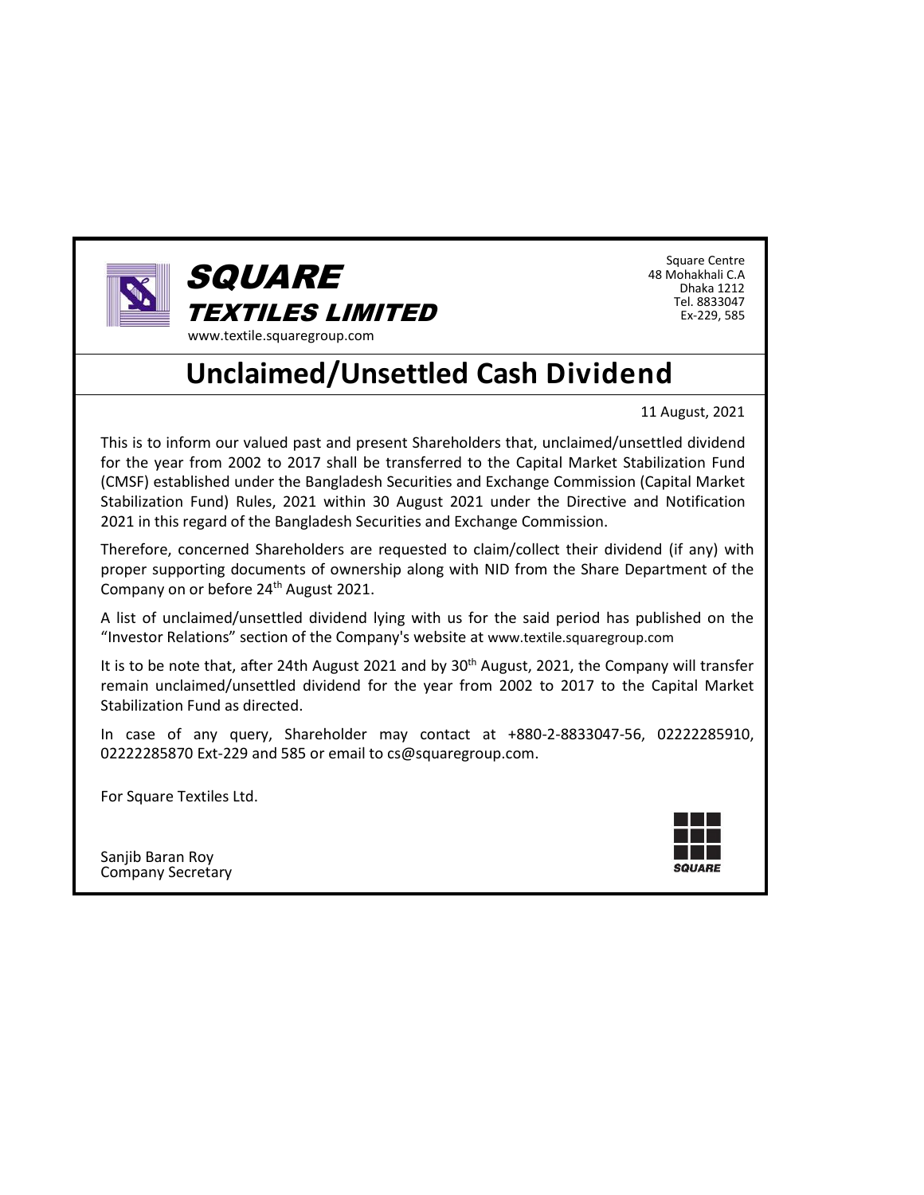# SQUARE TEXTILES LIMITED

www.textile.squaregroup.com

Square Centre
48 Mohakhali C.A
Dhaka 1212
Tel. 8833047
Ex-229, 585

## Unclaimed/Unsettled Cash Dividend

11 August, 2021

This is to inform our valued past and present Shareholders that, unclaimed/unsettled dividend for the year from 2002 to 2017 shall be transferred to the Capital Market Stabilization Fund (CMSF) established under the Bangladesh Securities and Exchange Commission (Capital Market Stabilization Fund) Rules, 2021 within 30 August 2021 under the Directive and Notification 2021 in this regard of the Bangladesh Securities and Exchange Commission.

Therefore, concerned Shareholders are requested to claim/collect their dividend (if any) with proper supporting documents of ownership along with NID from the Share Department of the Company on or before 24th August 2021.

A list of unclaimed/unsettled dividend lying with us for the said period has published on the "Investor Relations" section of the Company's website at www.textile.squaregroup.com

It is to be note that, after 24th August 2021 and by 30th August, 2021, the Company will transfer remain unclaimed/unsettled dividend for the year from 2002 to 2017 to the Capital Market Stabilization Fund as directed.

In case of any query, Shareholder may contact at +880-2-8833047-56, 02222285910, 02222285870 Ext-229 and 585 or email to cs@squaregroup.com.

For Square Textiles Ltd.

Sanjib Baran Roy
Company Secretary

SQUARE